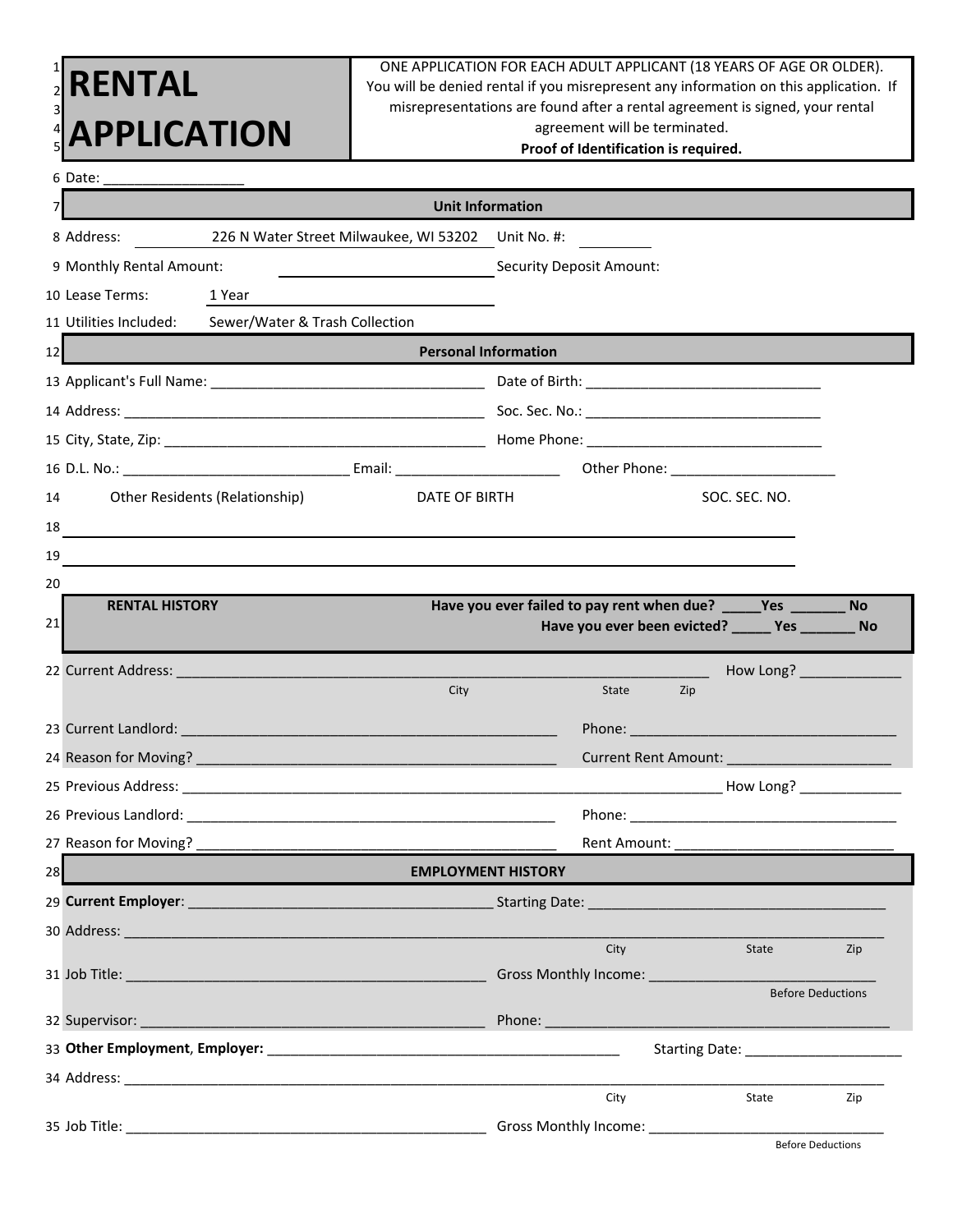# RENTAL APPLICATION

ONE APPLICATION FOR EACH ADULT APPLICANT (18 YEARS OF AGE OR OLDER). You will be denied rental if you misrepresent any information on this application. If misrepresentations are found after a rental agreement is signed, your rental agreement will be terminated.

**Proof of Identification is required.**

Date: __________________

## Unit Information

Address: 226 N Water Street Milwaukee, WI 53202 Unit No. #: _________

Monthly Rental Amount: ______________________ Security Deposit Amount:

Lease Terms: 1 Year

Utilities Included: Sewer/Water & Trash Collection

## Personal Information

Applicant's Full Name: ___________________________________ Date of Birth: ______________________________

Address: _____________________________________________ Soc. Sec. No.: ______________________________

City, State, Zip: ________________________________________ Home Phone: ______________________________

D.L. No.: _____________________________ Email: _____________________ Other Phone: _____________________

| Other Residents (Relationship) | DATE OF BIRTH | SOC. SEC. NO. |
| --- | --- | --- |
| | | |
| | | |

## RENTAL HISTORY

**Have you ever failed to pay rent when due? _____Yes _______ No**

**Have you ever been evicted? _____ Yes _______ No**

Current Address: ____________________________________________________________________ How Long? _____________

City State Zip

Current Landlord: _________________________________________________ Phone: ___________________________________

Reason for Moving? _______________________________________________ Current Rent Amount: _____________________

Previous Address: _________________________________________________________________________ How Long? _____________

Previous Landlord: ________________________________________________ Phone: ___________________________________

Reason for Moving? _______________________________________________ Rent Amount: ____________________________

## EMPLOYMENT HISTORY

**Current Employer**: _______________________________________ Starting Date: ______________________________________

Address: _______________________________________________________________________________________________

City State Zip

Job Title: _______________________________________________ Gross Monthly Income: ____________________________

Before Deductions

Supervisor: _____________________________________________ Phone: _____________________________________________

**Other Employment**, **Employer:** _____________________________________________ Starting Date: ____________________

Address: _______________________________________________________________________________________________

City State Zip

Job Title: _______________________________________________ Gross Monthly Income: ____________________________

Before Deductions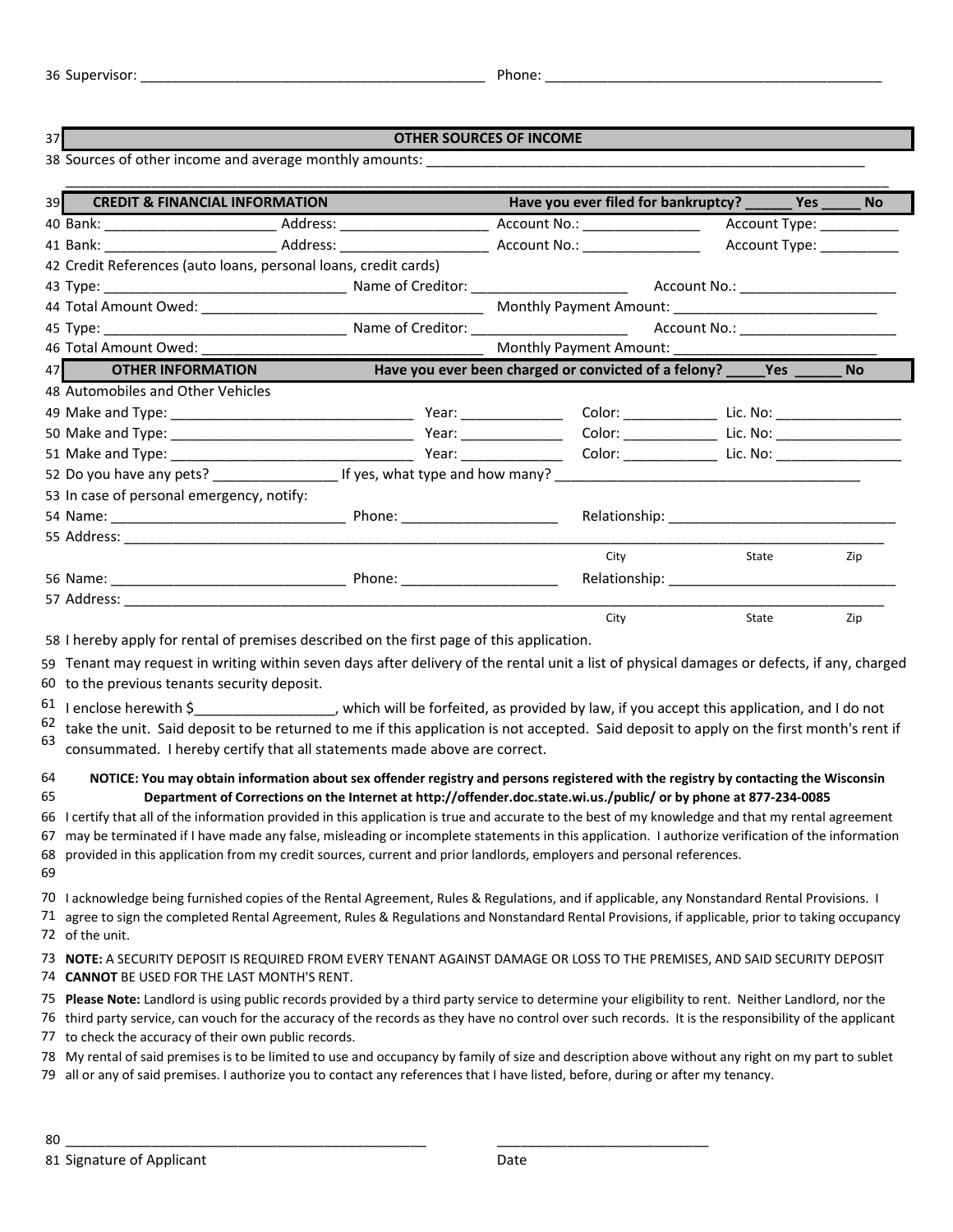36 Supervisor: ____________________________________________ Phone: ____________________________________________

37 **OTHER SOURCES OF INCOME**

38 Sources of other income and average monthly amounts: ____________________________________________________________

______________________________________________________________________________________________________

39 **CREDIT & FINANCIAL INFORMATION** **Have you ever filed for bankruptcy? ______ Yes _____ No**

40 Bank: ______________________ Address: ___________________ Account No.: _______________ Account Type: __________

41 Bank: ______________________ Address: ___________________ Account No.: _______________ Account Type: __________

42 Credit References (auto loans, personal loans, credit cards)

43 Type: ________________________________ Name of Creditor: ____________________ Account No.: _____________________

44 Total Amount Owed: _____________________________________ Monthly Payment Amount: ___________________________

45 Type: ________________________________ Name of Creditor: ____________________ Account No.: _____________________

46 Total Amount Owed: _____________________________________ Monthly Payment Amount: ___________________________

47 **OTHER INFORMATION** **Have you ever been charged or convicted of a felony? _____Yes ______ No**

48 Automobiles and Other Vehicles

49 Make and Type: ________________________________ Year: _____________ Color: ____________ Lic. No: ________________

50 Make and Type: ________________________________ Year: _____________ Color: ____________ Lic. No: ________________

51 Make and Type: ________________________________ Year: _____________ Color: ____________ Lic. No: ________________

52 Do you have any pets? ________________ If yes, what type and how many? ________________________________________

53 In case of personal emergency, notify:

54 Name: _______________________________ Phone: ____________________ Relationship: ______________________________

55 Address: _____________________________________________________________________________________________

City State Zip

56 Name: _______________________________ Phone: ____________________ Relationship: ______________________________

57 Address: _____________________________________________________________________________________________

City State Zip

58 I hereby apply for rental of premises described on the first page of this application.

59 Tenant may request in writing within seven days after delivery of the rental unit a list of physical damages or defects, if any, charged
60 to the previous tenants security deposit.

61 I enclose herewith $__________________, which will be forfeited, as provided by law, if you accept this application, and I do not
62 take the unit. Said deposit to be returned to me if this application is not accepted. Said deposit to apply on the first month's rent if
63 consummated. I hereby certify that all statements made above are correct.

64 **NOTICE: You may obtain information about sex offender registry and persons registered with the registry by contacting the Wisconsin**
65 **Department of Corrections on the Internet at http://offender.doc.state.wi.us./public/ or by phone at 877-234-0085**

66 I certify that all of the information provided in this application is true and accurate to the best of my knowledge and that my rental agreement
67 may be terminated if I have made any false, misleading or incomplete statements in this application. I authorize verification of the information
68 provided in this application from my credit sources, current and prior landlords, employers and personal references.
69

70 I acknowledge being furnished copies of the Rental Agreement, Rules & Regulations, and if applicable, any Nonstandard Rental Provisions. I
71 agree to sign the completed Rental Agreement, Rules & Regulations and Nonstandard Rental Provisions, if applicable, prior to taking occupancy
72 of the unit.

73 **NOTE:** A SECURITY DEPOSIT IS REQUIRED FROM EVERY TENANT AGAINST DAMAGE OR LOSS TO THE PREMISES, AND SAID SECURITY DEPOSIT
74 **CANNOT** BE USED FOR THE LAST MONTH'S RENT.

75 **Please Note:** Landlord is using public records provided by a third party service to determine your eligibility to rent. Neither Landlord, nor the
76 third party service, can vouch for the accuracy of the records as they have no control over such records. It is the responsibility of the applicant
77 to check the accuracy of their own public records.

78 My rental of said premises is to be limited to use and occupancy by family of size and description above without any right on my part to sublet
79 all or any of said premises. I authorize you to contact any references that I have listed, before, during or after my tenancy.

80 ________________________________________________ ____________________________

81 Signature of Applicant Date